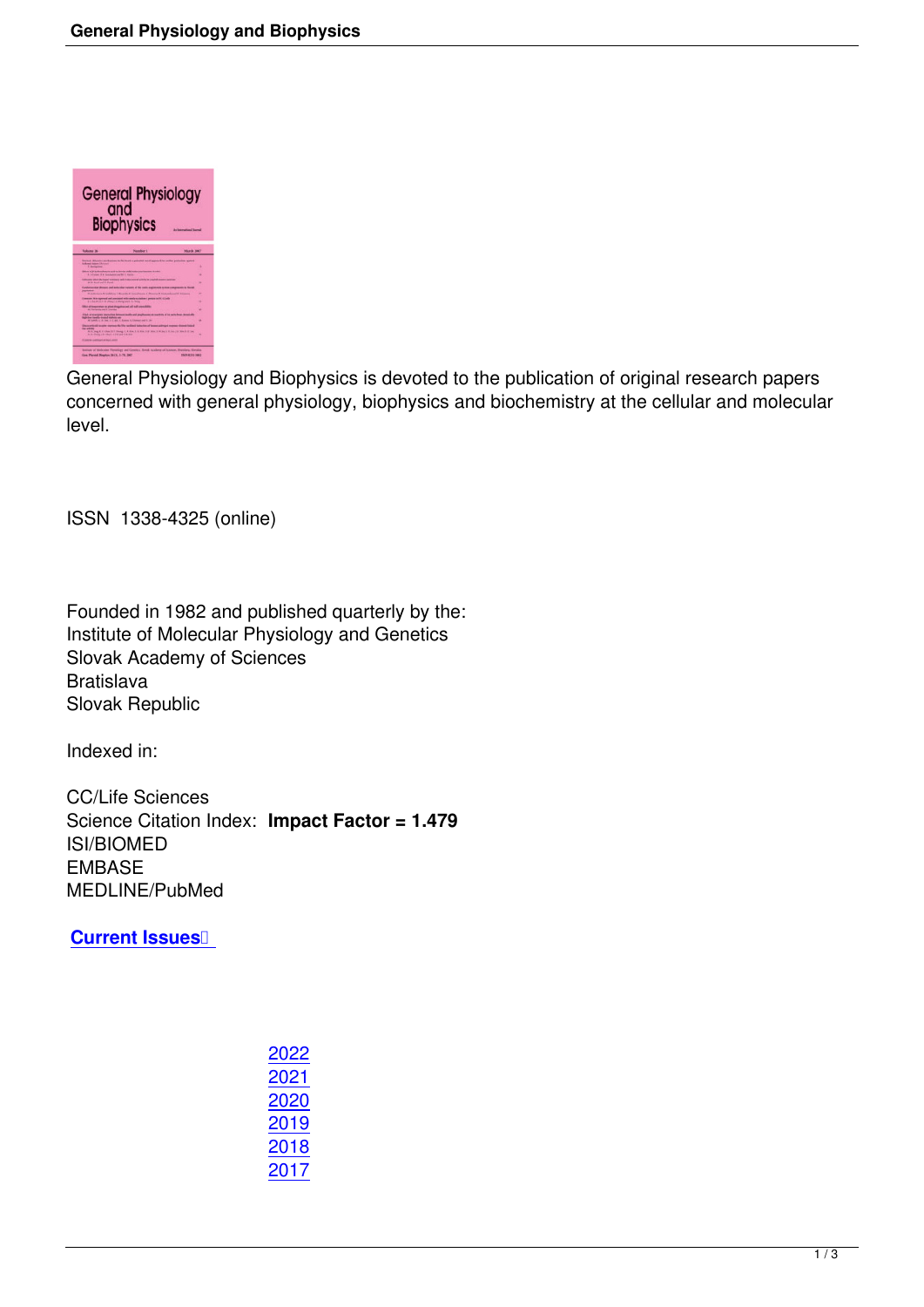General Physiology and Biophysics is devoted to the publication of original research papers concerned with general physiology, biophysics and biochemistry at the cellular and molecular level.

ISSN 1338-4325 (online)

Founded in 1982 and published quarterly by the:
Institute of Molecular Physiology and Genetics
Slovak Academy of Sciences
Bratislava
Slovak Republic

Indexed in:

CC/Life Sciences
Science Citation Index: **Impact Factor = 1.479**
ISI/BIOMED
EMBASE
MEDLINE/PubMed

**Current Issues**

2022
2021
2020
2019
2018
2017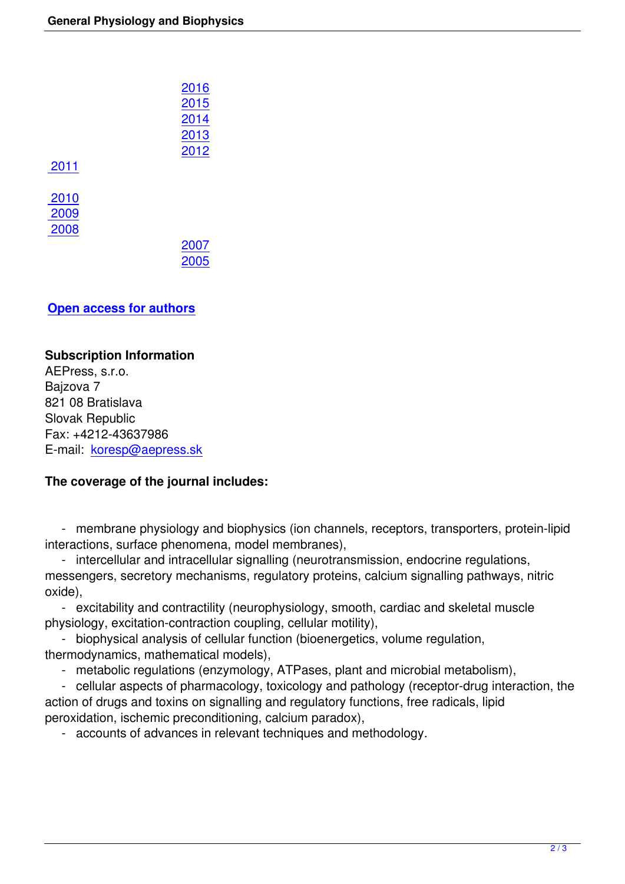2016
2015
2014
2013
2012
2011

2010
2009
2008
2007
2005

**Open access for authors**

**Subscription Information**
AEPress, s.r.o.
Bajzova 7
821 08 Bratislava
Slovak Republic
Fax: +4212-43637986
E-mail: koresp@aepress.sk

**The coverage of the journal includes:**

- membrane physiology and biophysics (ion channels, receptors, transporters, protein-lipid interactions, surface phenomena, model membranes),
- intercellular and intracellular signalling (neurotransmission, endocrine regulations, messengers, secretory mechanisms, regulatory proteins, calcium signalling pathways, nitric oxide),
- excitability and contractility (neurophysiology, smooth, cardiac and skeletal muscle physiology, excitation-contraction coupling, cellular motility),
- biophysical analysis of cellular function (bioenergetics, volume regulation, thermodynamics, mathematical models),
- metabolic regulations (enzymology, ATPases, plant and microbial metabolism),
- cellular aspects of pharmacology, toxicology and pathology (receptor-drug interaction, the action of drugs and toxins on signalling and regulatory functions, free radicals, lipid peroxidation, ischemic preconditioning, calcium paradox),
- accounts of advances in relevant techniques and methodology.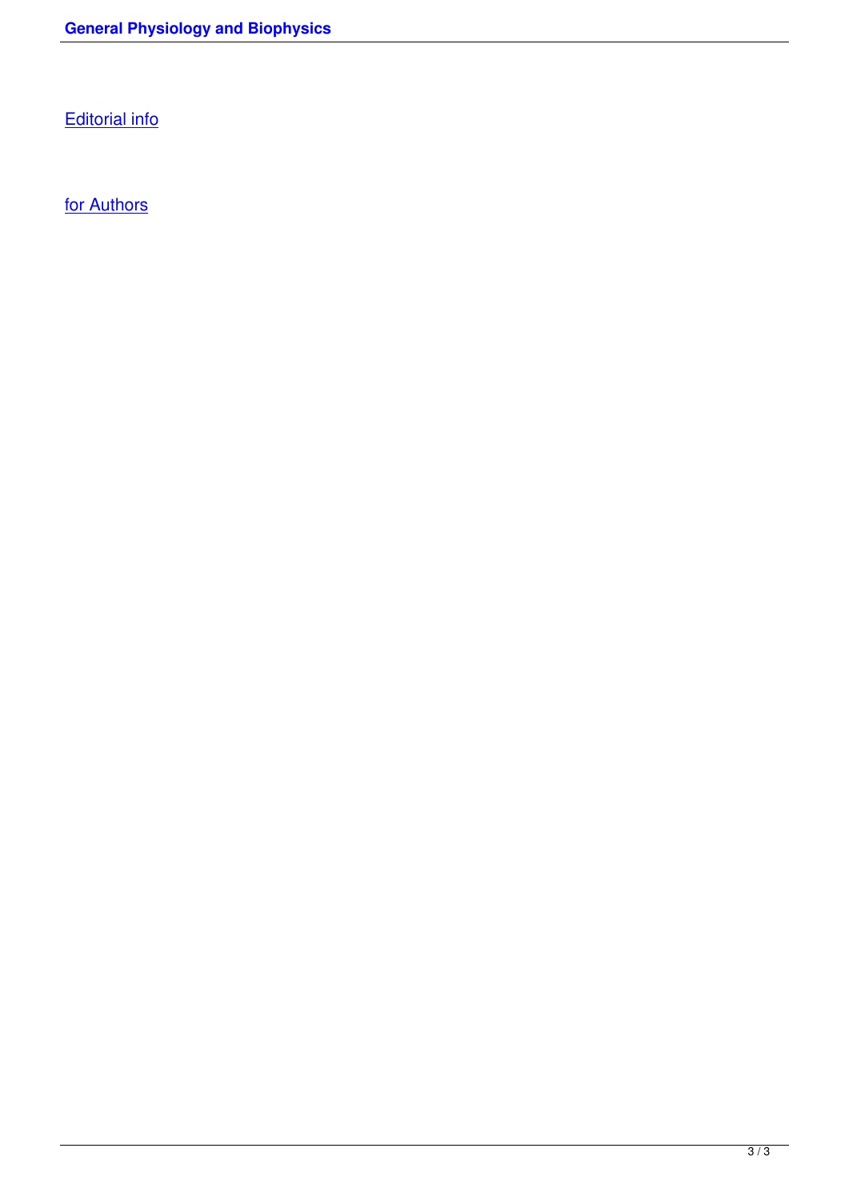[Editorial info]

[for Authors]